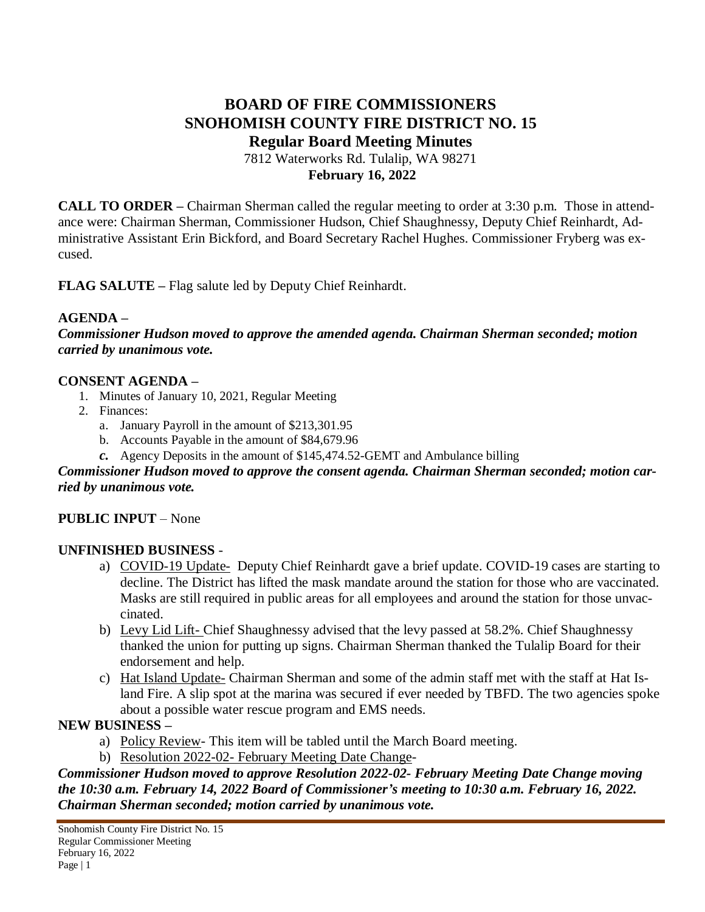# BOARD OF FIRE COMMISSIONERS
# SNOHOMISH COUNTY FIRE DISTRICT NO. 15
## Regular Board Meeting Minutes

7812 Waterworks Rd. Tulalip, WA 98271

**February 16, 2022**

**CALL TO ORDER –** Chairman Sherman called the regular meeting to order at 3:30 p.m. Those in attendance were: Chairman Sherman, Commissioner Hudson, Chief Shaughnessy, Deputy Chief Reinhardt, Administrative Assistant Erin Bickford, and Board Secretary Rachel Hughes. Commissioner Fryberg was excused.

**FLAG SALUTE –** Flag salute led by Deputy Chief Reinhardt.

**AGENDA –**

***Commissioner Hudson moved to approve the amended agenda. Chairman Sherman seconded; motion carried by unanimous vote.***

**CONSENT AGENDA –**

1. Minutes of January 10, 2021, Regular Meeting
2. Finances:
   a. January Payroll in the amount of $213,301.95
   b. Accounts Payable in the amount of $84,679.96
   ***c.*** Agency Deposits in the amount of $145,474.52-GEMT and Ambulance billing

***Commissioner Hudson moved to approve the consent agenda. Chairman Sherman seconded; motion carried by unanimous vote.***

**PUBLIC INPUT** – None

**UNFINISHED BUSINESS** -

a) <u>COVID-19 Update-</u> Deputy Chief Reinhardt gave a brief update. COVID-19 cases are starting to decline. The District has lifted the mask mandate around the station for those who are vaccinated. Masks are still required in public areas for all employees and around the station for those unvaccinated.

b) <u>Levy Lid Lift-</u> Chief Shaughnessy advised that the levy passed at 58.2%. Chief Shaughnessy thanked the union for putting up signs. Chairman Sherman thanked the Tulalip Board for their endorsement and help.

c) <u>Hat Island Update-</u> Chairman Sherman and some of the admin staff met with the staff at Hat Island Fire. A slip spot at the marina was secured if ever needed by TBFD. The two agencies spoke about a possible water rescue program and EMS needs.

**NEW BUSINESS –**

a) <u>Policy Review</u>- This item will be tabled until the March Board meeting.

b) <u>Resolution 2022-02- February Meeting Date Change</u>-

***Commissioner Hudson moved to approve Resolution 2022-02- February Meeting Date Change moving the 10:30 a.m. February 14, 2022 Board of Commissioner's meeting to 10:30 a.m. February 16, 2022. Chairman Sherman seconded; motion carried by unanimous vote.***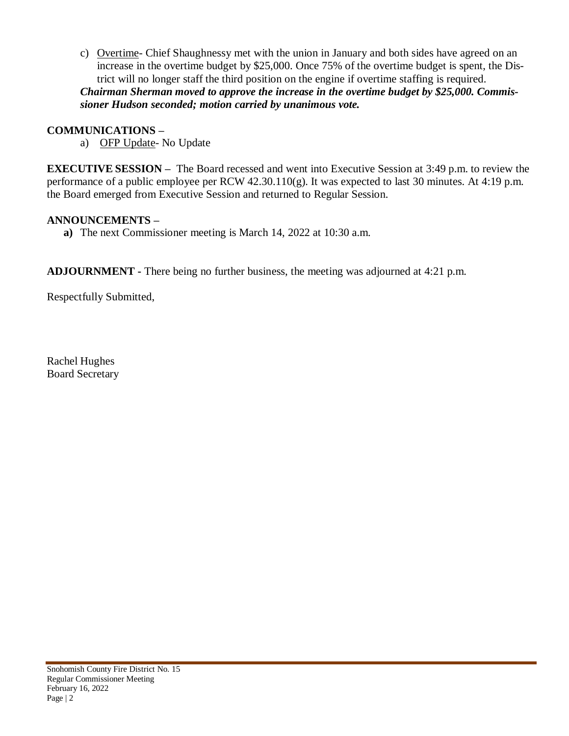c) Overtime- Chief Shaughnessy met with the union in January and both sides have agreed on an increase in the overtime budget by $25,000. Once 75% of the overtime budget is spent, the District will no longer staff the third position on the engine if overtime staffing is required.

***Chairman Sherman moved to approve the increase in the overtime budget by $25,000. Commissioner Hudson seconded; motion carried by unanimous vote.***

**COMMUNICATIONS –**

a) OFP Update- No Update

**EXECUTIVE SESSION –** The Board recessed and went into Executive Session at 3:49 p.m. to review the performance of a public employee per RCW 42.30.110(g). It was expected to last 30 minutes. At 4:19 p.m. the Board emerged from Executive Session and returned to Regular Session.

**ANNOUNCEMENTS –**

**a)** The next Commissioner meeting is March 14, 2022 at 10:30 a.m.

**ADJOURNMENT -** There being no further business, the meeting was adjourned at 4:21 p.m.

Respectfully Submitted,

Rachel Hughes
Board Secretary